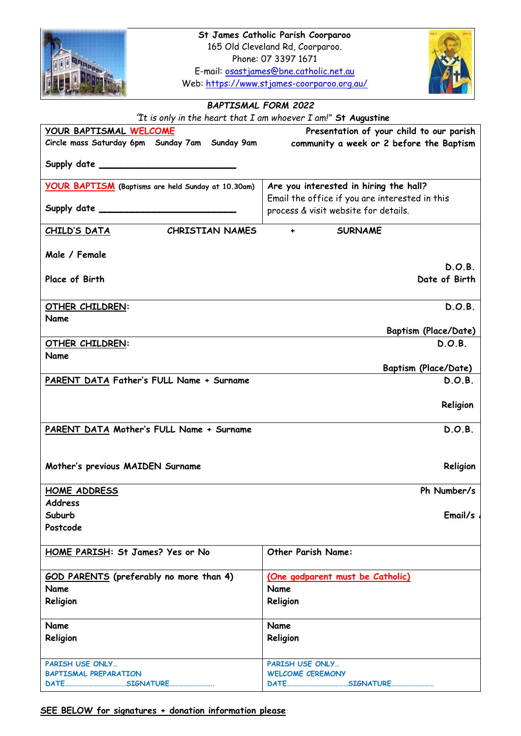**St James Catholic Parish Coorparoo**
165 Old Cleveland Rd, Coorparoo.
Phone: 07 3397 1671
E-mail: osastjames@bne.catholic.net.au
Web: https://www.stjames-coorparoo.org.au/

*BAPTISMAL FORM 2022*

*"It is only in the heart that I am whoever I am!"* **St Augustine**

| | |
|---|---|
| **YOUR BAPTISMAL WELCOME**<br>Circle mass Saturday 6pm Sunday 7am Sunday 9am<br><br>Supply date ________________________ | Presentation of your child to our parish community a week or 2 before the Baptism |
| **YOUR BAPTISM** (Baptisms are held Sunday at 10.30am)<br><br>Supply date ________________________ | **Are you interested in hiring the hall?**<br>Email the office if you are interested in this process & visit website for details. |
| **CHILD'S DATA** CHRISTIAN NAMES + SURNAME<br><br>Male / Female<br><br>Place of Birth | D.O.B.<br>Date of Birth |
| **OTHER CHILDREN:**<br>Name | D.O.B.<br><br>Baptism (Place/Date) |
| **OTHER CHILDREN:**<br>Name | D.O.B.<br><br>Baptism (Place/Date) |
| **PARENT DATA** Father's FULL Name + Surname | D.O.B.<br><br>Religion |
| **PARENT DATA** Mother's FULL Name + Surname<br><br>Mother's previous MAIDEN Surname | D.O.B.<br><br>Religion |
| **HOME ADDRESS**<br>Address<br>Suburb<br>Postcode | Ph Number/s<br><br>Email/s |
| **HOME PARISH:** St James? Yes or No | Other Parish Name: |
| **GOD PARENTS** (preferably no more than 4)<br>Name<br>Religion | (One godparent must be Catholic)<br>Name<br>Religion |
| Name<br>Religion | Name<br>Religion |
| PARISH USE ONLY…<br>BAPTISMAL PREPARATION<br>DATE……………………SIGNATURE……………… | PARISH USE ONLY…<br>WELCOME CEREMONY<br>DATE……………………SIGNATURE……………… |

**SEE BELOW for signatures + donation information please**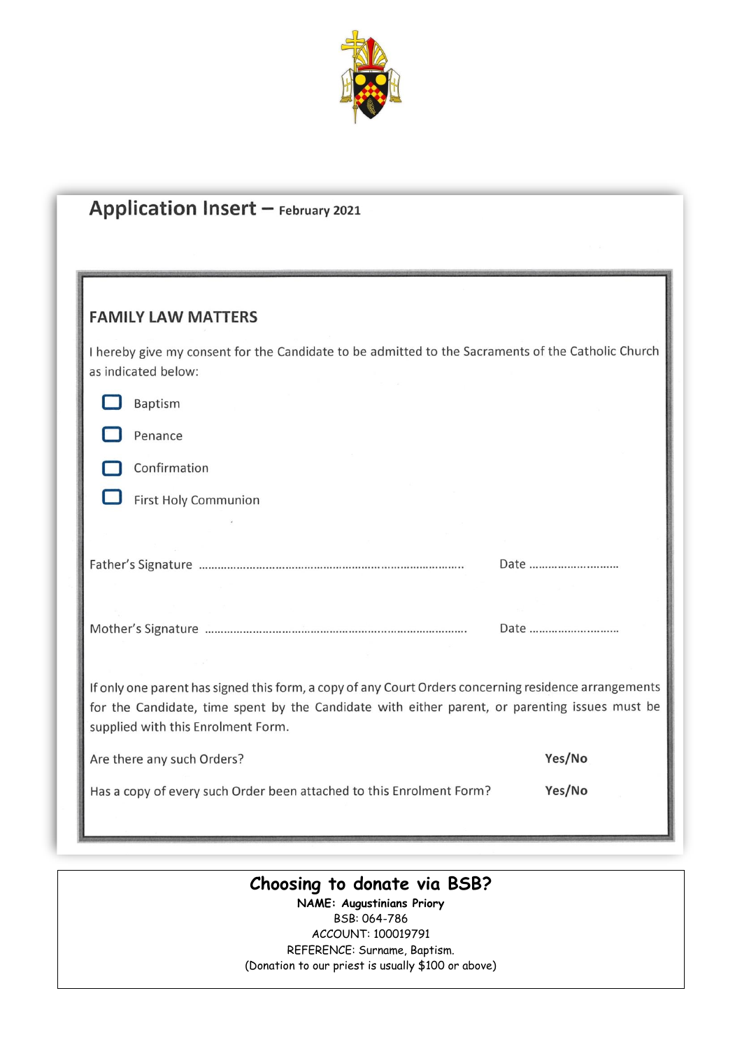## Application Insert – February 2021

### FAMILY LAW MATTERS

I hereby give my consent for the Candidate to be admitted to the Sacraments of the Catholic Church as indicated below:

- ☐ Baptism
- ☐ Penance
- ☐ Confirmation
- ☐ First Holy Communion

Father's Signature .................................................................................... Date ............................

Mother's Signature .................................................................................... Date ............................

If only one parent has signed this form, a copy of any Court Orders concerning residence arrangements for the Candidate, time spent by the Candidate with either parent, or parenting issues must be supplied with this Enrolment Form.

Are there any such Orders? **Yes/No**

Has a copy of every such Order been attached to this Enrolment Form? **Yes/No**

---

**Choosing to donate via BSB?**

**NAME: Augustinians Priory**
BSB: 064-786
ACCOUNT: 100019791
REFERENCE: Surname, Baptism.
(Donation to our priest is usually $100 or above)